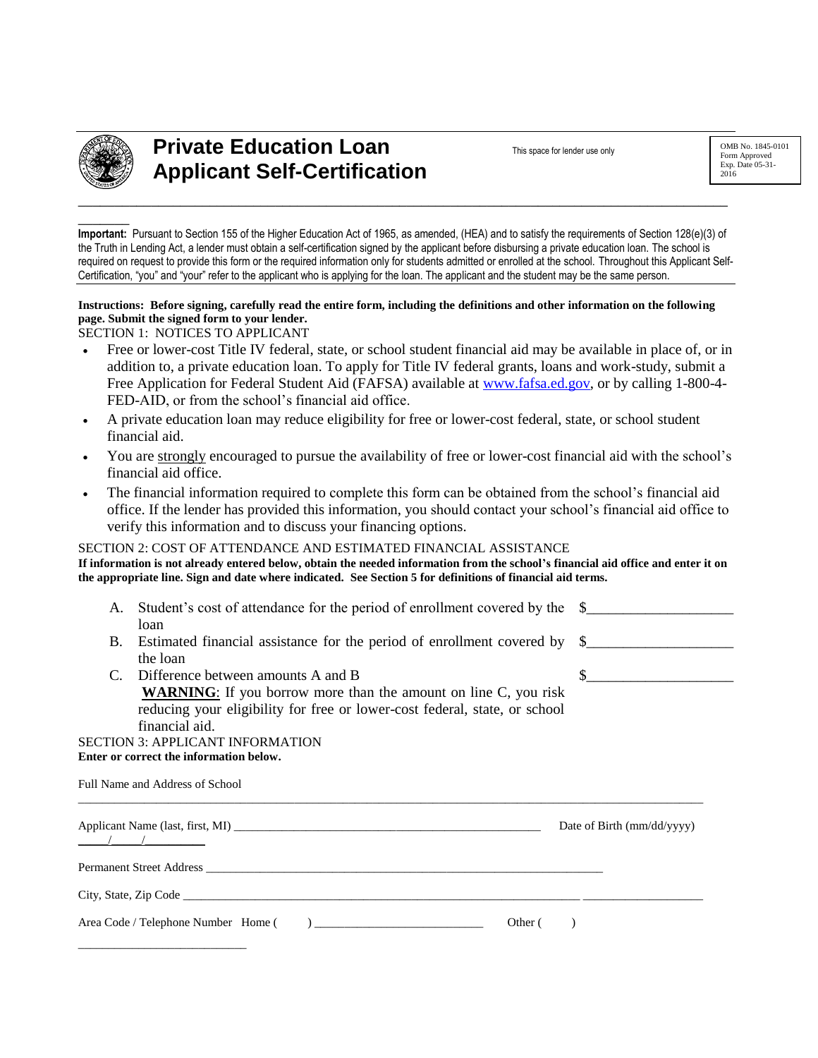# Private Education Loan Applicant Self-Certification

This space for lender use only

OMB No. 1845-0101
Form Approved
Exp. Date 05-31-2016

**Important:** Pursuant to Section 155 of the Higher Education Act of 1965, as amended, (HEA) and to satisfy the requirements of Section 128(e)(3) of the Truth in Lending Act, a lender must obtain a self-certification signed by the applicant before disbursing a private education loan. The school is required on request to provide this form or the required information only for students admitted or enrolled at the school. Throughout this Applicant Self-Certification, "you" and "your" refer to the applicant who is applying for the loan. The applicant and the student may be the same person.

**Instructions: Before signing, carefully read the entire form, including the definitions and other information on the following page. Submit the signed form to your lender.**

SECTION 1: NOTICES TO APPLICANT

- Free or lower-cost Title IV federal, state, or school student financial aid may be available in place of, or in addition to, a private education loan. To apply for Title IV federal grants, loans and work-study, submit a Free Application for Federal Student Aid (FAFSA) available at www.fafsa.ed.gov, or by calling 1-800-4-FED-AID, or from the school's financial aid office.
- A private education loan may reduce eligibility for free or lower-cost federal, state, or school student financial aid.
- You are strongly encouraged to pursue the availability of free or lower-cost financial aid with the school's financial aid office.
- The financial information required to complete this form can be obtained from the school's financial aid office. If the lender has provided this information, you should contact your school's financial aid office to verify this information and to discuss your financing options.

SECTION 2: COST OF ATTENDANCE AND ESTIMATED FINANCIAL ASSISTANCE

**If information is not already entered below, obtain the needed information from the school's financial aid office and enter it on the appropriate line. Sign and date where indicated. See Section 5 for definitions of financial aid terms.**

A. Student's cost of attendance for the period of enrollment covered by the loan $____________________

B. Estimated financial assistance for the period of enrollment covered by the loan $____________________

C. Difference between amounts A and B $____________________

**WARNING**: If you borrow more than the amount on line C, you risk reducing your eligibility for free or lower-cost federal, state, or school financial aid.

SECTION 3: APPLICANT INFORMATION

**Enter or correct the information below.**

Full Name and Address of School

______________________________________________________________________________

Applicant Name (last, first, MI) __________________________________________ Date of Birth (mm/dd/yyyy) _____/_____/__________

Permanent Street Address ______________________________________________________________

City, State, Zip Code ______________________________________________________________ ____________________

Area Code / Telephone Number Home (     ) ___________________________ Other (     ) ___________________________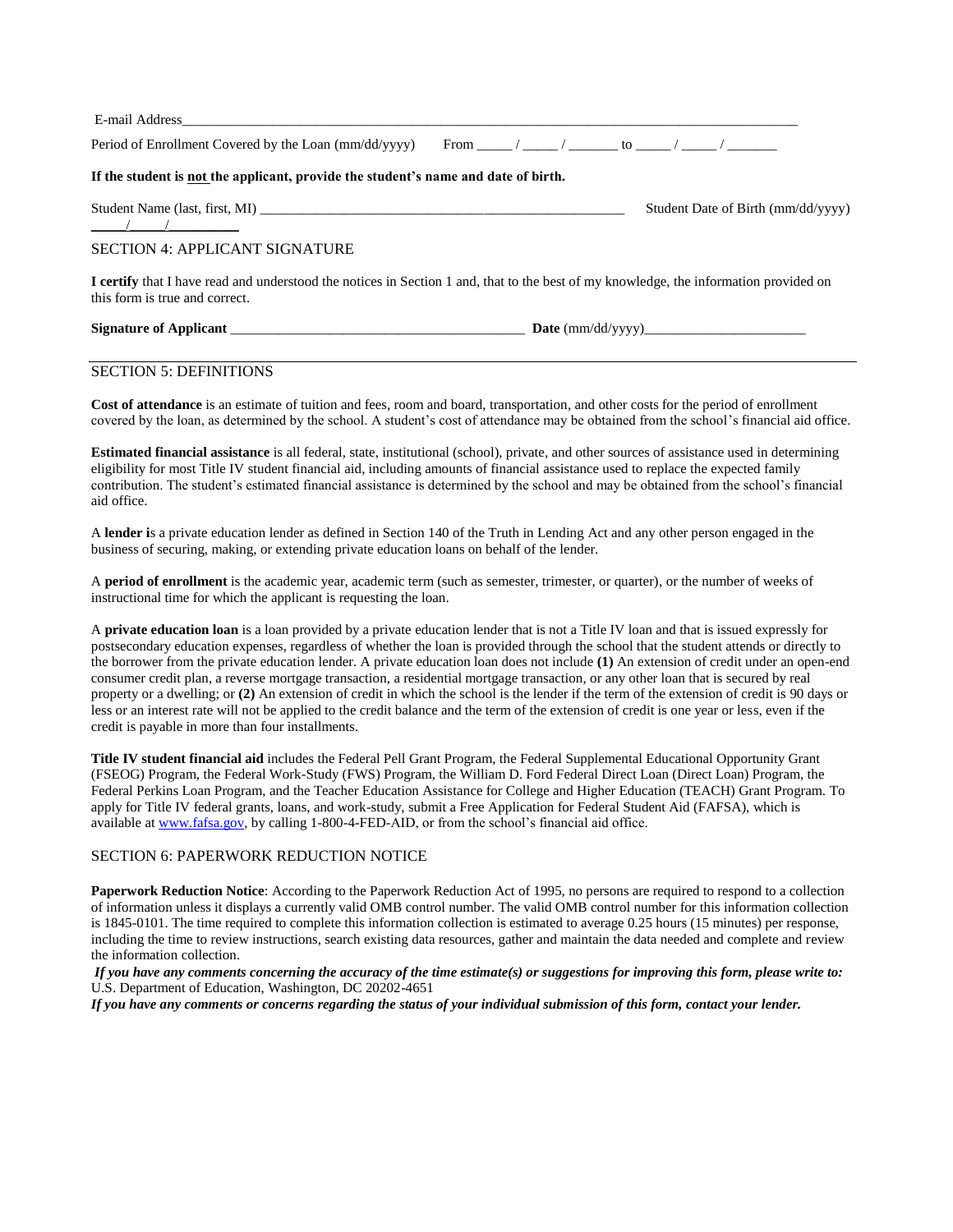E-mail Address_______________________________________________________________________________________

Period of Enrollment Covered by the Loan (mm/dd/yyyy) From _____ / _____ / _______ to _____ / _____ / _______

**If the student is not the applicant, provide the student's name and date of birth.**

Student Name (last, first, MI) ____________________________________________________ Student Date of Birth (mm/dd/yyyy) _____/_____/__________

## SECTION 4: APPLICANT SIGNATURE

**I certify** that I have read and understood the notices in Section 1 and, that to the best of my knowledge, the information provided on this form is true and correct.

**Signature of Applicant** __________________________________________ **Date** (mm/dd/yyyy)______________________

## SECTION 5: DEFINITIONS

**Cost of attendance** is an estimate of tuition and fees, room and board, transportation, and other costs for the period of enrollment covered by the loan, as determined by the school. A student's cost of attendance may be obtained from the school's financial aid office.

**Estimated financial assistance** is all federal, state, institutional (school), private, and other sources of assistance used in determining eligibility for most Title IV student financial aid, including amounts of financial assistance used to replace the expected family contribution. The student's estimated financial assistance is determined by the school and may be obtained from the school's financial aid office.

A **lender i**s a private education lender as defined in Section 140 of the Truth in Lending Act and any other person engaged in the business of securing, making, or extending private education loans on behalf of the lender.

A **period of enrollment** is the academic year, academic term (such as semester, trimester, or quarter), or the number of weeks of instructional time for which the applicant is requesting the loan.

A **private education loan** is a loan provided by a private education lender that is not a Title IV loan and that is issued expressly for postsecondary education expenses, regardless of whether the loan is provided through the school that the student attends or directly to the borrower from the private education lender. A private education loan does not include **(1)** An extension of credit under an open-end consumer credit plan, a reverse mortgage transaction, a residential mortgage transaction, or any other loan that is secured by real property or a dwelling; or **(2)** An extension of credit in which the school is the lender if the term of the extension of credit is 90 days or less or an interest rate will not be applied to the credit balance and the term of the extension of credit is one year or less, even if the credit is payable in more than four installments.

**Title IV student financial aid** includes the Federal Pell Grant Program, the Federal Supplemental Educational Opportunity Grant (FSEOG) Program, the Federal Work-Study (FWS) Program, the William D. Ford Federal Direct Loan (Direct Loan) Program, the Federal Perkins Loan Program, and the Teacher Education Assistance for College and Higher Education (TEACH) Grant Program. To apply for Title IV federal grants, loans, and work-study, submit a Free Application for Federal Student Aid (FAFSA), which is available at www.fafsa.gov, by calling 1-800-4-FED-AID, or from the school's financial aid office.

## SECTION 6: PAPERWORK REDUCTION NOTICE

**Paperwork Reduction Notice**: According to the Paperwork Reduction Act of 1995, no persons are required to respond to a collection of information unless it displays a currently valid OMB control number. The valid OMB control number for this information collection is 1845-0101. The time required to complete this information collection is estimated to average 0.25 hours (15 minutes) per response, including the time to review instructions, search existing data resources, gather and maintain the data needed and complete and review the information collection.

***If you have any comments concerning the accuracy of the time estimate(s) or suggestions for improving this form, please write to:*** U.S. Department of Education, Washington, DC 20202-4651

***If you have any comments or concerns regarding the status of your individual submission of this form, contact your lender.***